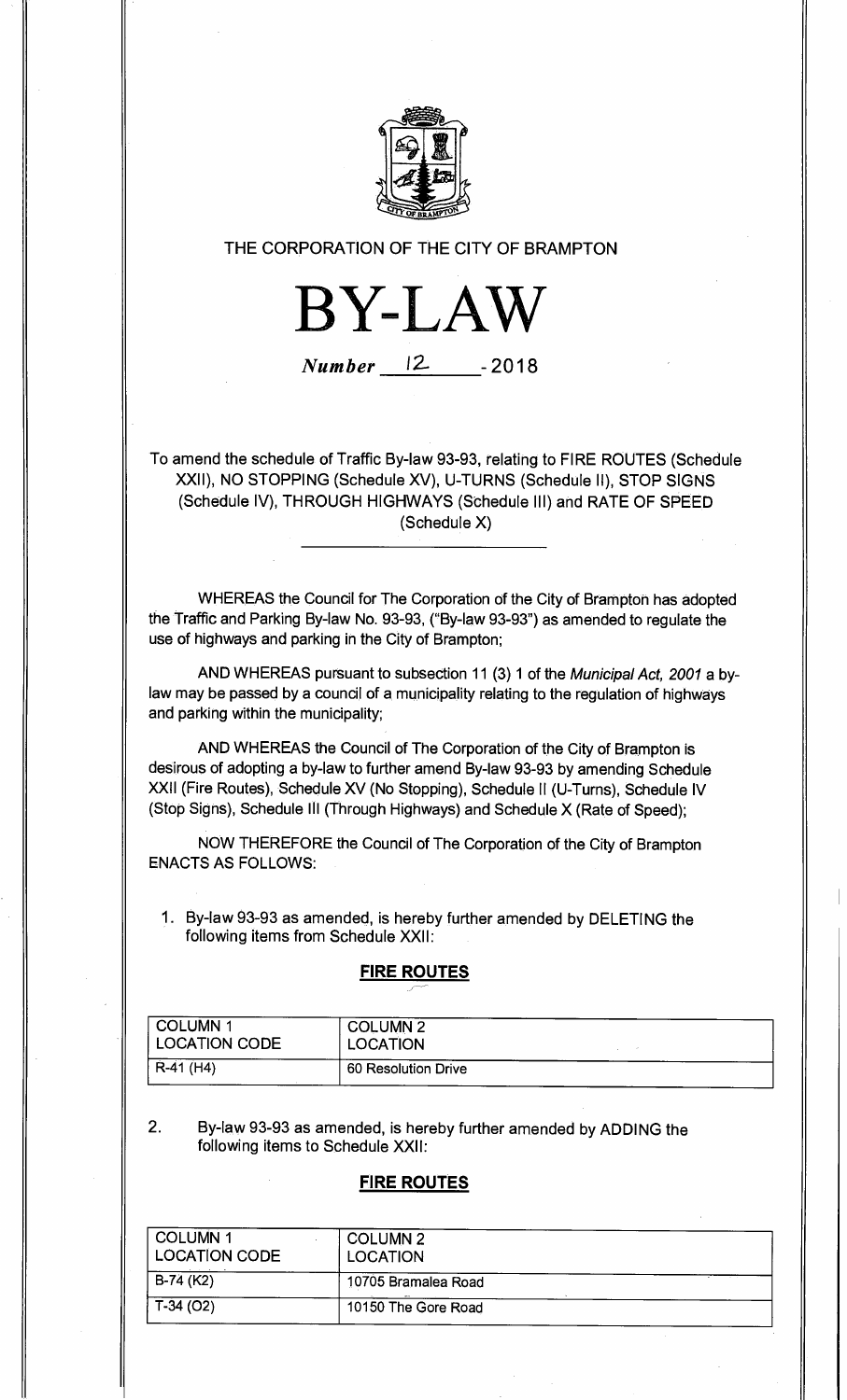THE CORPORATION OF THE CITY OF BRAMPTON

# BY-LAW

*Number* 12 - 2018

To amend the schedule of Traffic By-law 93-93, relating to FIRE ROUTES (Schedule XXII), NO STOPPING (Schedule XV), U-TURNS (Schedule II), STOP SIGNS (Schedule IV), THROUGH HIGHWAYS (Schedule III) and RATE OF SPEED (Schedule X)

WHEREAS the Council for The Corporation of the City of Brampton has adopted the Traffic and Parking By-law No. 93-93, ("By-law 93-93") as amended to regulate the use of highways and parking in the City of Brampton;

AND WHEREAS pursuant to subsection 11 (3) 1 of the *Municipal Act, 2001* a by-law may be passed by a council of a municipality relating to the regulation of highways and parking within the municipality;

AND WHEREAS the Council of The Corporation of the City of Brampton is desirous of adopting a by-law to further amend By-law 93-93 by amending Schedule XXII (Fire Routes), Schedule XV (No Stopping), Schedule II (U-Turns), Schedule IV (Stop Signs), Schedule III (Through Highways) and Schedule X (Rate of Speed);

NOW THEREFORE the Council of The Corporation of the City of Brampton ENACTS AS FOLLOWS:

1. By-law 93-93 as amended, is hereby further amended by DELETING the following items from Schedule XXII:

**FIRE ROUTES**

| COLUMN 1 LOCATION CODE | COLUMN 2 LOCATION |
|---|---|
| R-41 (H4) | 60 Resolution Drive |

2. By-law 93-93 as amended, is hereby further amended by ADDING the following items to Schedule XXII:

**FIRE ROUTES**

| COLUMN 1 LOCATION CODE | COLUMN 2 LOCATION |
|---|---|
| B-74 (K2) | 10705 Bramalea Road |
| T-34 (O2) | 10150 The Gore Road |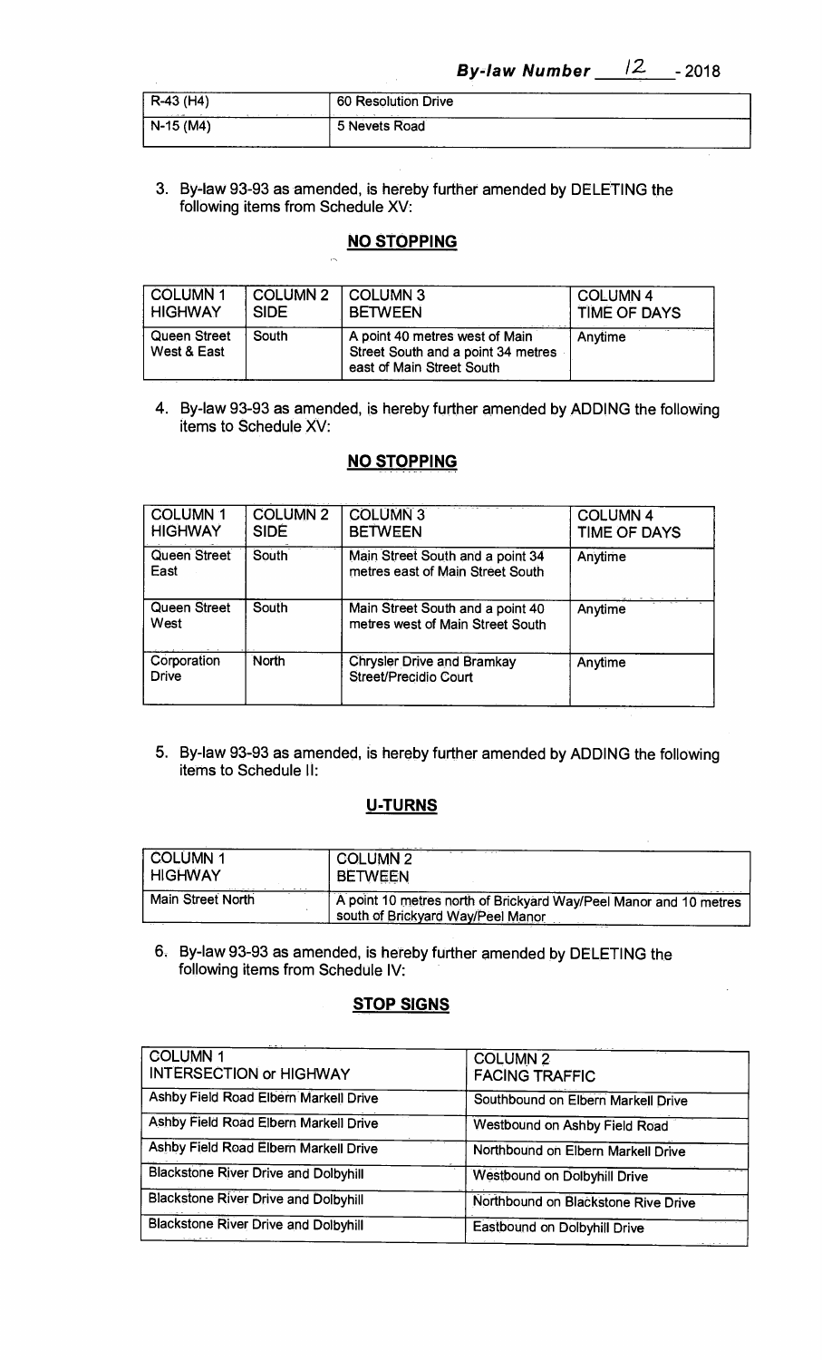| R-43 (H4) | 60 Resolution Drive |
|---|---|
| N-15 (M4) | 5 Nevets Road |

3. By-law 93-93 as amended, is hereby further amended by DELETING the following items from Schedule XV:

## NO STOPPING

| COLUMN 1 HIGHWAY | COLUMN 2 SIDE | COLUMN 3 BETWEEN | COLUMN 4 TIME OF DAYS |
|---|---|---|---|
| Queen Street West & East | South | A point 40 metres west of Main Street South and a point 34 metres east of Main Street South | Anytime |

4. By-law 93-93 as amended, is hereby further amended by ADDING the following items to Schedule XV:

## NO STOPPING

| COLUMN 1 HIGHWAY | COLUMN 2 SIDE | COLUMN 3 BETWEEN | COLUMN 4 TIME OF DAYS |
|---|---|---|---|
| Queen Street East | South | Main Street South and a point 34 metres east of Main Street South | Anytime |
| Queen Street West | South | Main Street South and a point 40 metres west of Main Street South | Anytime |
| Corporation Drive | North | Chrysler Drive and Bramkay Street/Precidio Court | Anytime |

5. By-law 93-93 as amended, is hereby further amended by ADDING the following items to Schedule II:

## U-TURNS

| COLUMN 1 HIGHWAY | COLUMN 2 BETWEEN |
|---|---|
| Main Street North | A point 10 metres north of Brickyard Way/Peel Manor and 10 metres south of Brickyard Way/Peel Manor |

6. By-law 93-93 as amended, is hereby further amended by DELETING the following items from Schedule IV:

## STOP SIGNS

| COLUMN 1 INTERSECTION or HIGHWAY | COLUMN 2 FACING TRAFFIC |
|---|---|
| Ashby Field Road Elbern Markell Drive | Southbound on Elbern Markell Drive |
| Ashby Field Road Elbern Markell Drive | Westbound on Ashby Field Road |
| Ashby Field Road Elbern Markell Drive | Northbound on Elbern Markell Drive |
| Blackstone River Drive and Dolbyhill | Westbound on Dolbyhill Drive |
| Blackstone River Drive and Dolbyhill | Northbound on Blackstone Rive Drive |
| Blackstone River Drive and Dolbyhill | Eastbound on Dolbyhill Drive |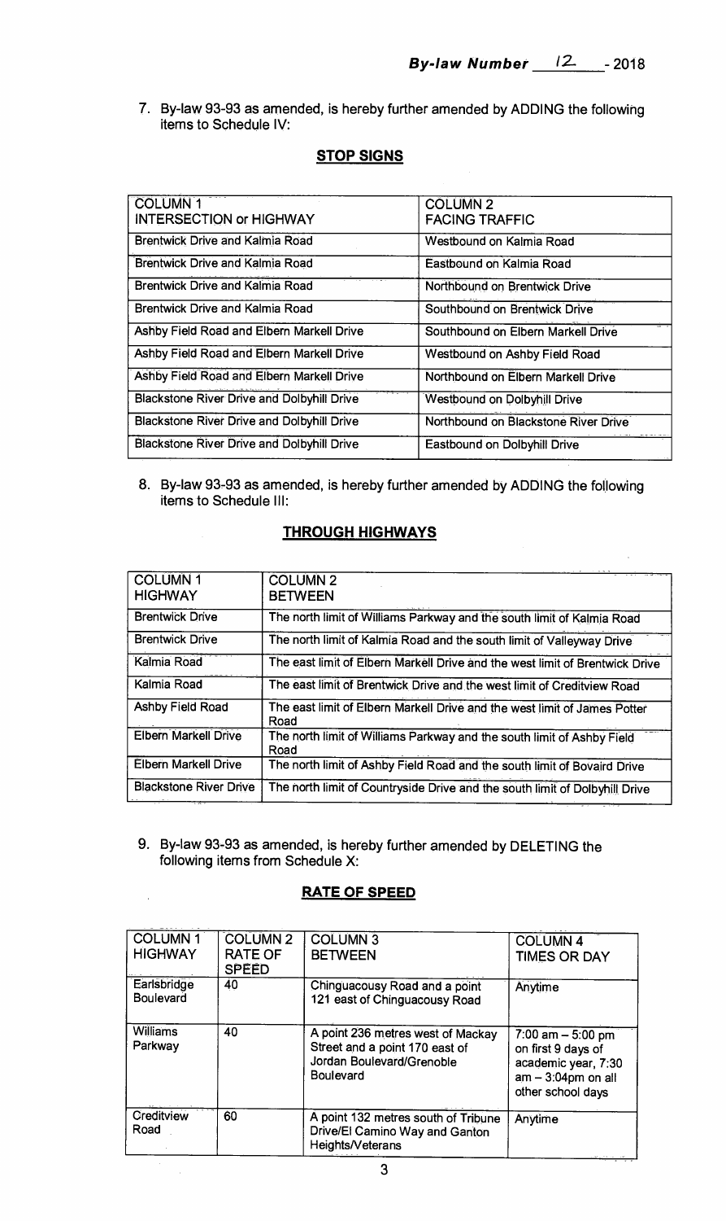**By-law Number 12 - 2018**

7. By-law 93-93 as amended, is hereby further amended by ADDING the following items to Schedule IV:

## STOP SIGNS

| COLUMN 1 INTERSECTION or HIGHWAY | COLUMN 2 FACING TRAFFIC |
|---|---|
| Brentwick Drive and Kalmia Road | Westbound on Kalmia Road |
| Brentwick Drive and Kalmia Road | Eastbound on Kalmia Road |
| Brentwick Drive and Kalmia Road | Northbound on Brentwick Drive |
| Brentwick Drive and Kalmia Road | Southbound on Brentwick Drive |
| Ashby Field Road and Elbern Markell Drive | Southbound on Elbern Markell Drive |
| Ashby Field Road and Elbern Markell Drive | Westbound on Ashby Field Road |
| Ashby Field Road and Elbern Markell Drive | Northbound on Elbern Markell Drive |
| Blackstone River Drive and Dolbyhill Drive | Westbound on Dolbyhill Drive |
| Blackstone River Drive and Dolbyhill Drive | Northbound on Blackstone River Drive |
| Blackstone River Drive and Dolbyhill Drive | Eastbound on Dolbyhill Drive |

8. By-law 93-93 as amended, is hereby further amended by ADDING the following items to Schedule III:

## THROUGH HIGHWAYS

| COLUMN 1 HIGHWAY | COLUMN 2 BETWEEN |
|---|---|
| Brentwick Drive | The north limit of Williams Parkway and the south limit of Kalmia Road |
| Brentwick Drive | The north limit of Kalmia Road and the south limit of Valleyway Drive |
| Kalmia Road | The east limit of Elbern Markell Drive and the west limit of Brentwick Drive |
| Kalmia Road | The east limit of Brentwick Drive and the west limit of Creditview Road |
| Ashby Field Road | The east limit of Elbern Markell Drive and the west limit of James Potter Road |
| Elbern Markell Drive | The north limit of Williams Parkway and the south limit of Ashby Field Road |
| Elbern Markell Drive | The north limit of Ashby Field Road and the south limit of Bovaird Drive |
| Blackstone River Drive | The north limit of Countryside Drive and the south limit of Dolbyhill Drive |

9. By-law 93-93 as amended, is hereby further amended by DELETING the following items from Schedule X:

## RATE OF SPEED

| COLUMN 1 HIGHWAY | COLUMN 2 RATE OF SPEED | COLUMN 3 BETWEEN | COLUMN 4 TIMES OR DAY |
|---|---|---|---|
| Earlsbridge Boulevard | 40 | Chinguacousy Road and a point 121 east of Chinguacousy Road | Anytime |
| Williams Parkway | 40 | A point 236 metres west of Mackay Street and a point 170 east of Jordan Boulevard/Grenoble Boulevard | 7:00 am – 5:00 pm on first 9 days of academic year, 7:30 am – 3:04pm on all other school days |
| Creditview Road | 60 | A point 132 metres south of Tribune Drive/El Camino Way and Ganton Heights/Veterans | Anytime |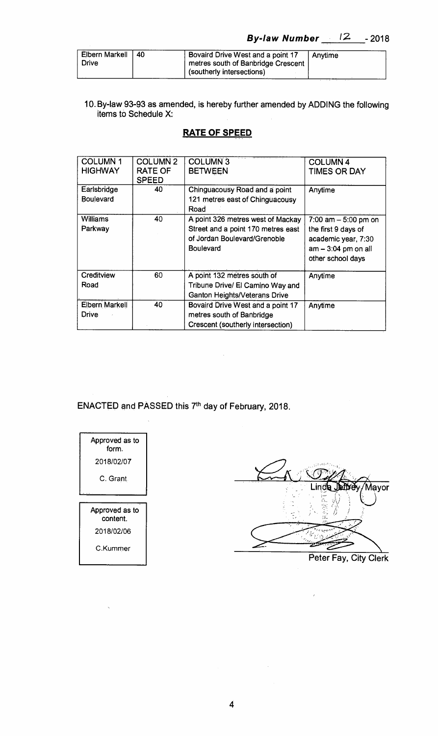**By-law Number 12 - 2018**

| | | | |
|---|---|---|---|
| Elbern Markell Drive | 40 | Bovaird Drive West and a point 17 metres south of Banbridge Crescent (southerly intersections) | Anytime |

10. By-law 93-93 as amended, is hereby further amended by ADDING the following items to Schedule X:

## RATE OF SPEED

| COLUMN 1 HIGHWAY | COLUMN 2 RATE OF SPEED | COLUMN 3 BETWEEN | COLUMN 4 TIMES OR DAY |
|---|---|---|---|
| Earlsbridge Boulevard | 40 | Chinguacousy Road and a point 121 metres east of Chinguacousy Road | Anytime |
| Williams Parkway | 40 | A point 326 metres west of Mackay Street and a point 170 metres east of Jordan Boulevard/Grenoble Boulevard | 7:00 am – 5:00 pm on the first 9 days of academic year, 7:30 am – 3:04 pm on all other school days |
| Creditview Road | 60 | A point 132 metres south of Tribune Drive/ El Camino Way and Ganton Heights/Veterans Drive | Anytime |
| Elbern Markell Drive | 40 | Bovaird Drive West and a point 17 metres south of Banbridge Crescent (southerly intersection) | Anytime |

ENACTED and PASSED this 7th day of February, 2018.

Approved as to form.
2018/02/07
C. Grant

Approved as to content.
2018/02/06
C.Kummer

Linda Jeffrey, Mayor

Peter Fay, City Clerk